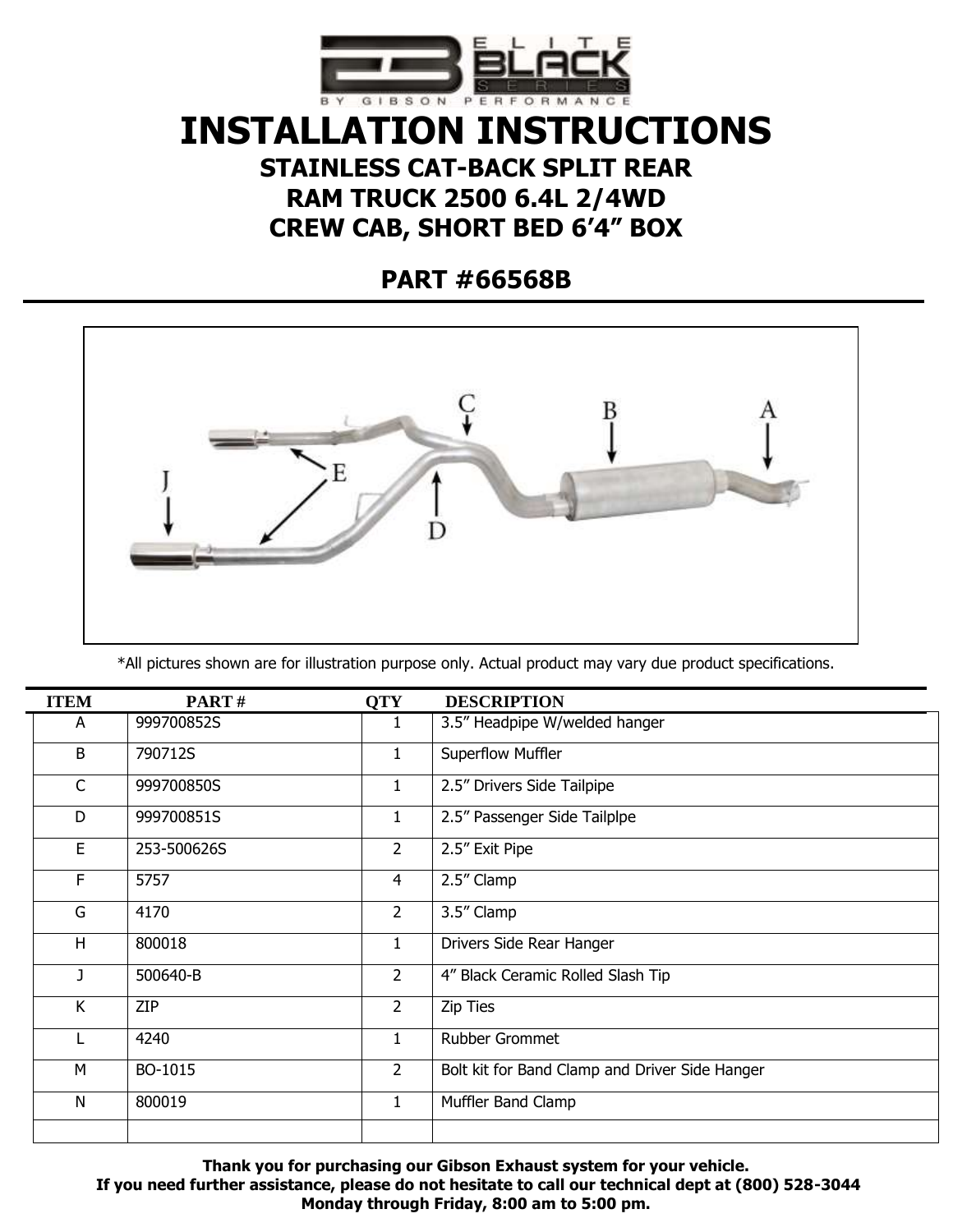# INSTALLATION INSTRUCTIONS

## STAINLESS CAT-BACK SPLIT REAR
## RAM TRUCK 2500 6.4L 2/4WD
## CREW CAB, SHORT BED 6'4" BOX

## PART #66568B

*All pictures shown are for illustration purpose only. Actual product may vary due product specifications.

| ITEM | PART # | QTY | DESCRIPTION |
|---|---|---|---|
| A | 999700852S | 1 | 3.5" Headpipe W/welded hanger |
| B | 790712S | 1 | Superflow Muffler |
| C | 999700850S | 1 | 2.5" Drivers Side Tailpipe |
| D | 999700851S | 1 | 2.5" Passenger Side Tailplpe |
| E | 253-500626S | 2 | 2.5" Exit Pipe |
| F | 5757 | 4 | 2.5" Clamp |
| G | 4170 | 2 | 3.5" Clamp |
| H | 800018 | 1 | Drivers Side Rear Hanger |
| J | 500640-B | 2 | 4" Black Ceramic Rolled Slash Tip |
| K | ZIP | 2 | Zip Ties |
| L | 4240 | 1 | Rubber Grommet |
| M | BO-1015 | 2 | Bolt kit for Band Clamp and Driver Side Hanger |
| N | 800019 | 1 | Muffler Band Clamp |
| | | | |

**Thank you for purchasing our Gibson Exhaust system for your vehicle.**
**If you need further assistance, please do not hesitate to call our technical dept at (800) 528-3044**
**Monday through Friday, 8:00 am to 5:00 pm.**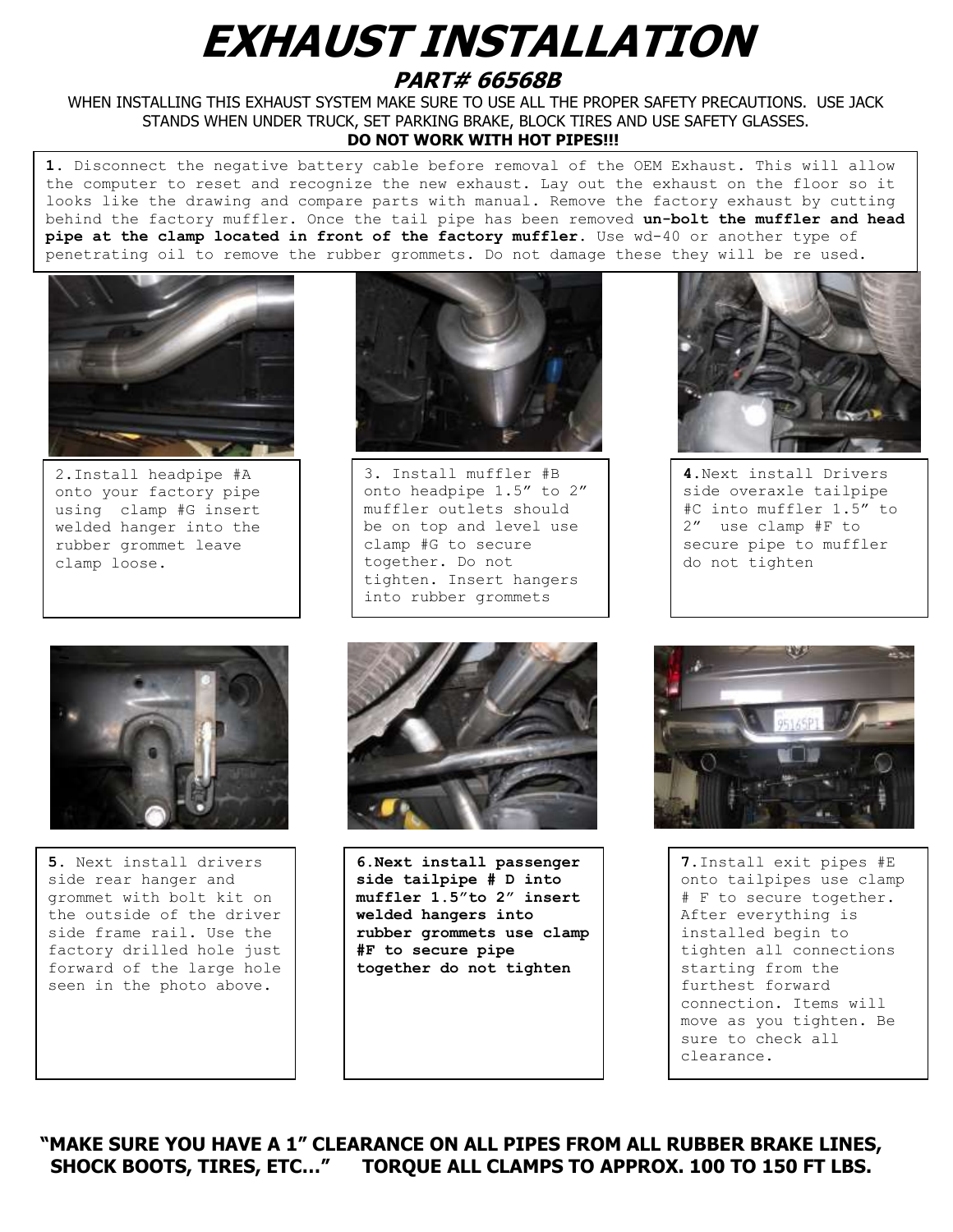# EXHAUST INSTALLATION

## PART# 66568B

WHEN INSTALLING THIS EXHAUST SYSTEM MAKE SURE TO USE ALL THE PROPER SAFETY PRECAUTIONS. USE JACK STANDS WHEN UNDER TRUCK, SET PARKING BRAKE, BLOCK TIRES AND USE SAFETY GLASSES.

**DO NOT WORK WITH HOT PIPES!!!**

**1.** Disconnect the negative battery cable before removal of the OEM Exhaust. This will allow the computer to reset and recognize the new exhaust. Lay out the exhaust on the floor so it looks like the drawing and compare parts with manual. Remove the factory exhaust by cutting behind the factory muffler. Once the tail pipe has been removed **un-bolt the muffler and head pipe at the clamp located in front of the factory muffler.** Use wd-40 or another type of penetrating oil to remove the rubber grommets. Do not damage these they will be re used.

2. Install headpipe #A onto your factory pipe using clamp #G insert welded hanger into the rubber grommet leave clamp loose.

3. Install muffler #B onto headpipe 1.5" to 2" muffler outlets should be on top and level use clamp #G to secure together. Do not tighten. Insert hangers into rubber grommets

**4.** Next install Drivers side overaxle tailpipe #C into muffler 1.5" to 2" use clamp #F to secure pipe to muffler do not tighten

**5.** Next install drivers side rear hanger and grommet with bolt kit on the outside of the driver side frame rail. Use the factory drilled hole just forward of the large hole seen in the photo above.

**6. Next install passenger side tailpipe # D into muffler 1.5"to 2" insert welded hangers into rubber grommets use clamp #F to secure pipe together do not tighten**

**7.** Install exit pipes #E onto tailpipes use clamp # F to secure together. After everything is installed begin to tighten all connections starting from the furthest forward connection. Items will move as you tighten. Be sure to check all clearance.

**"MAKE SURE YOU HAVE A 1" CLEARANCE ON ALL PIPES FROM ALL RUBBER BRAKE LINES, SHOCK BOOTS, TIRES, ETC…" TORQUE ALL CLAMPS TO APPROX. 100 TO 150 FT LBS.**